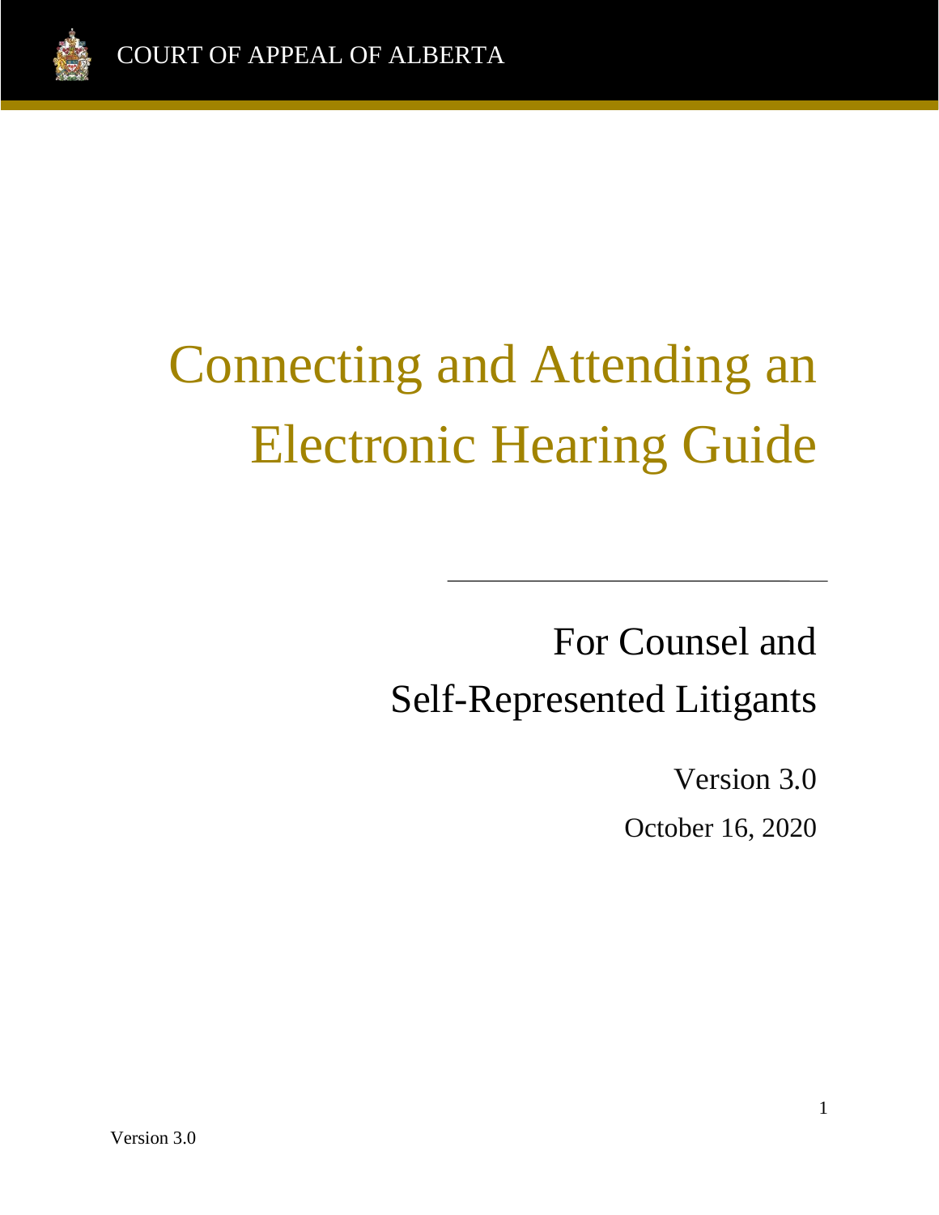COURT OF APPEAL OF ALBERTA

# Connecting and Attending an Electronic Hearing Guide

## For Counsel and Self-Represented Litigants

Version 3.0

October 16, 2020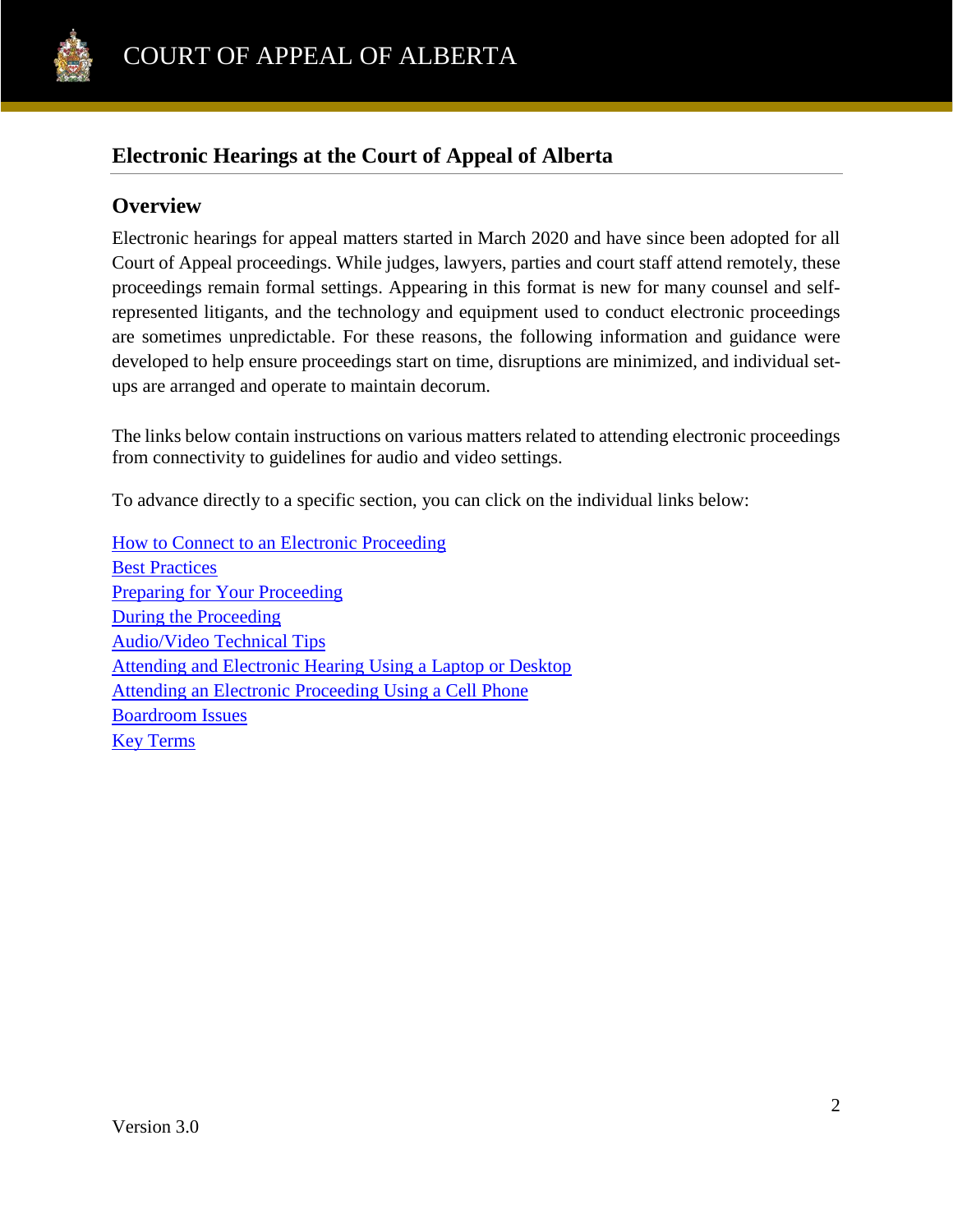## Electronic Hearings at the Court of Appeal of Alberta

### Overview

Electronic hearings for appeal matters started in March 2020 and have since been adopted for all Court of Appeal proceedings. While judges, lawyers, parties and court staff attend remotely, these proceedings remain formal settings. Appearing in this format is new for many counsel and self-represented litigants, and the technology and equipment used to conduct electronic proceedings are sometimes unpredictable. For these reasons, the following information and guidance were developed to help ensure proceedings start on time, disruptions are minimized, and individual set-ups are arranged and operate to maintain decorum.

The links below contain instructions on various matters related to attending electronic proceedings from connectivity to guidelines for audio and video settings.

To advance directly to a specific section, you can click on the individual links below:

How to Connect to an Electronic Proceeding
Best Practices
Preparing for Your Proceeding
During the Proceeding
Audio/Video Technical Tips
Attending and Electronic Hearing Using a Laptop or Desktop
Attending an Electronic Proceeding Using a Cell Phone
Boardroom Issues
Key Terms

Version 3.0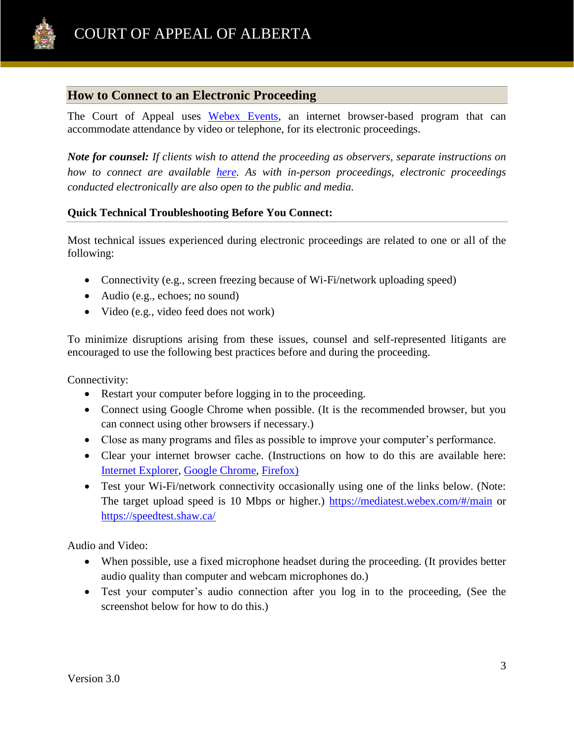## How to Connect to an Electronic Proceeding

The Court of Appeal uses Webex Events, an internet browser-based program that can accommodate attendance by video or telephone, for its electronic proceedings.

***Note for counsel:*** *If clients wish to attend the proceeding as observers, separate instructions on how to connect are available here. As with in-person proceedings, electronic proceedings conducted electronically are also open to the public and media.*

### Quick Technical Troubleshooting Before You Connect:

Most technical issues experienced during electronic proceedings are related to one or all of the following:

- Connectivity (e.g., screen freezing because of Wi-Fi/network uploading speed)
- Audio (e.g., echoes; no sound)
- Video (e.g., video feed does not work)

To minimize disruptions arising from these issues, counsel and self-represented litigants are encouraged to use the following best practices before and during the proceeding.

Connectivity:

- Restart your computer before logging in to the proceeding.
- Connect using Google Chrome when possible. (It is the recommended browser, but you can connect using other browsers if necessary.)
- Close as many programs and files as possible to improve your computer's performance.
- Clear your internet browser cache. (Instructions on how to do this are available here: Internet Explorer, Google Chrome, Firefox)
- Test your Wi-Fi/network connectivity occasionally using one of the links below. (Note: The target upload speed is 10 Mbps or higher.) https://mediatest.webex.com/#/main or https://speedtest.shaw.ca/

Audio and Video:

- When possible, use a fixed microphone headset during the proceeding. (It provides better audio quality than computer and webcam microphones do.)
- Test your computer's audio connection after you log in to the proceeding, (See the screenshot below for how to do this.)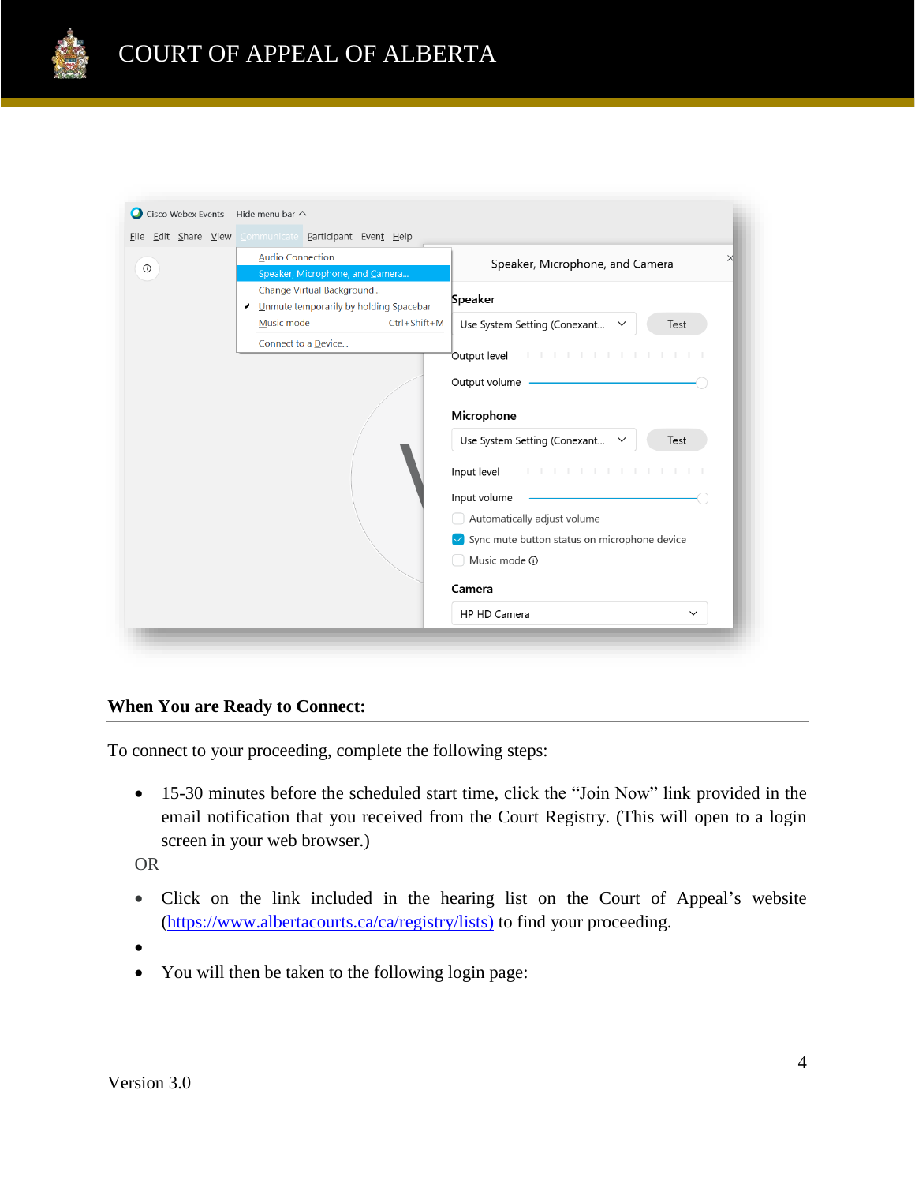## When You are Ready to Connect:

To connect to your proceeding, complete the following steps:

- 15-30 minutes before the scheduled start time, click the “Join Now” link provided in the email notification that you received from the Court Registry. (This will open to a login screen in your web browser.)

OR

- Click on the link included in the hearing list on the Court of Appeal’s website (https://www.albertacourts.ca/ca/registry/lists) to find your proceeding.
- 
- You will then be taken to the following login page:

Version 3.0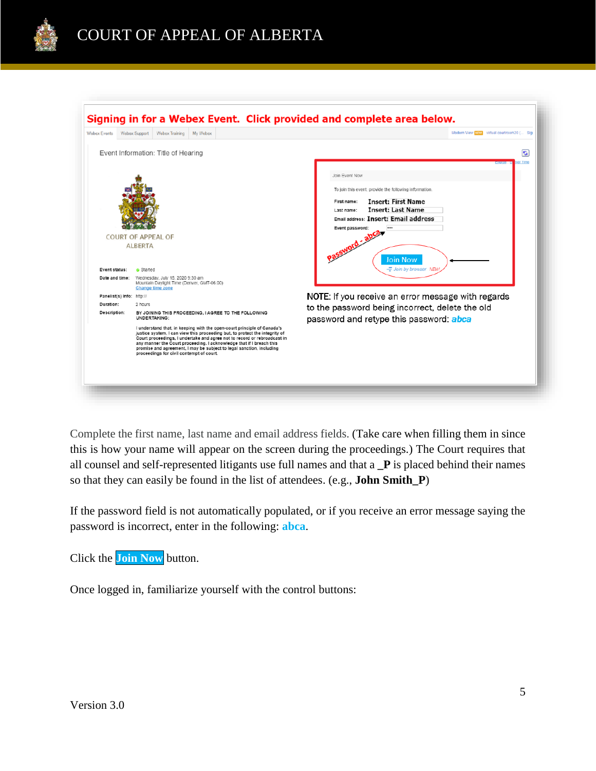Signing in for a Webex Event. Click provided and complete area below.

Event Information: Title of Hearing

COURT OF APPEAL OF ALBERTA

Join Event Now

To join this event, provide the following information.

First name: Insert: First Name

Last name: Insert: Last Name

Email address: Insert: Email address

Event password:

Password - abca

Join Now

Join by browser NEW!

Event status: Started

Date and time: Wednesday, July 15, 2020 9:30 am Mountain Daylight Time (Denver, GMT-06:00) Change time zone

Panelist(s) info: http://

Duration: 2 hours

Description: BY JOINING THIS PROCEEDING, I AGREE TO THE FOLLOWING UNDERTAKING:

I understand that, in keeping with the open-court principle of Canada's justice system, I can view this proceeding but, to protect the integrity of Court proceedings, I undertake and agree not to record or rebroadcast in any manner the Court proceeding. I acknowledge that if I breach this promise and agreement, I may be subject to legal sanction, including proceedings for civil contempt of court.

NOTE: If you receive an error message with regards to the password being incorrect, delete the old password and retype this password: ***abca***

Complete the first name, last name and email address fields. (Take care when filling them in since this is how your name will appear on the screen during the proceedings.) The Court requires that all counsel and self-represented litigants use full names and that a **_P** is placed behind their names so that they can easily be found in the list of attendees. (e.g., **John Smith_P**)

If the password field is not automatically populated, or if you receive an error message saying the password is incorrect, enter in the following: **abca**.

Click the **Join Now** button.

Once logged in, familiarize yourself with the control buttons:

Version 3.0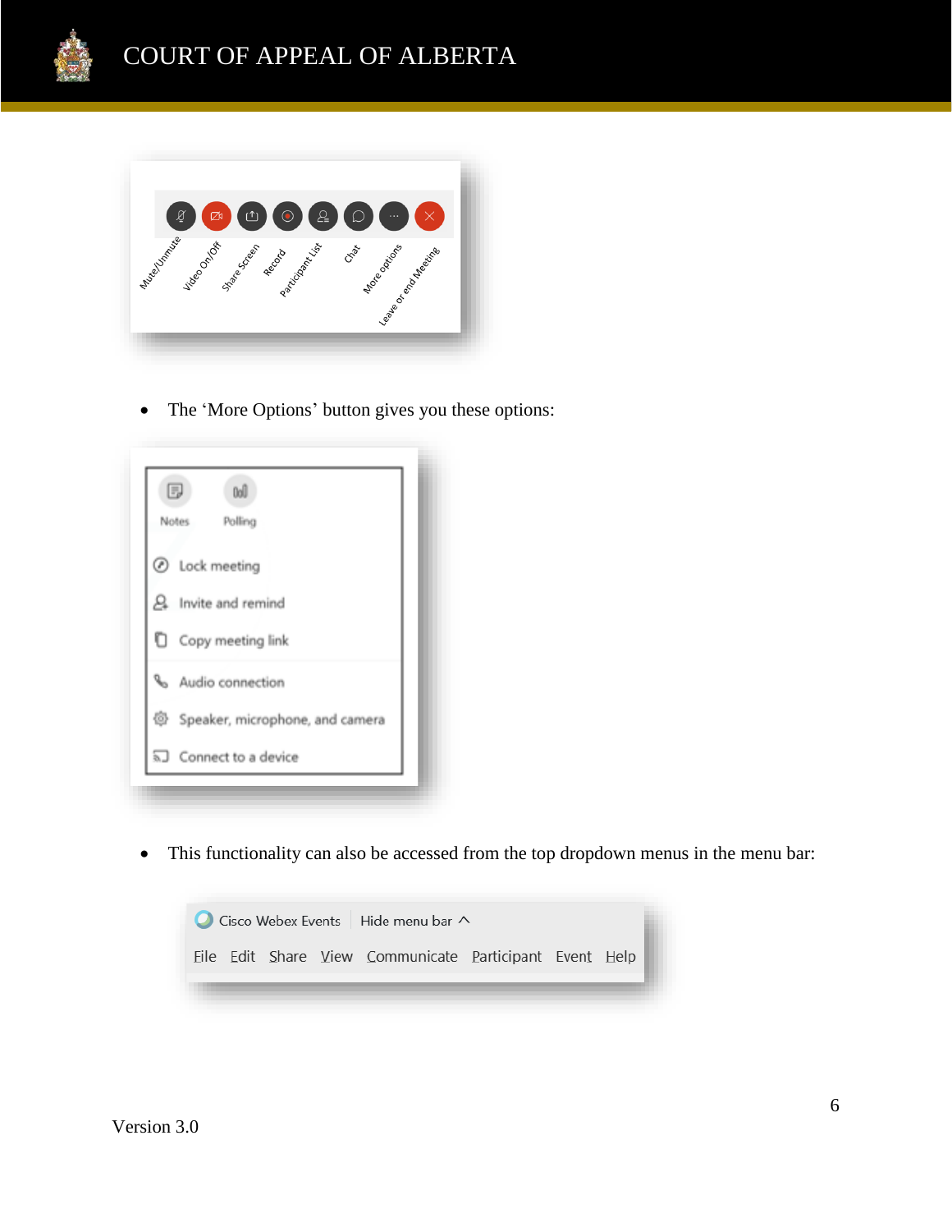- The ‘More Options’ button gives you these options:

- This functionality can also be accessed from the top dropdown menus in the menu bar:

Version 3.0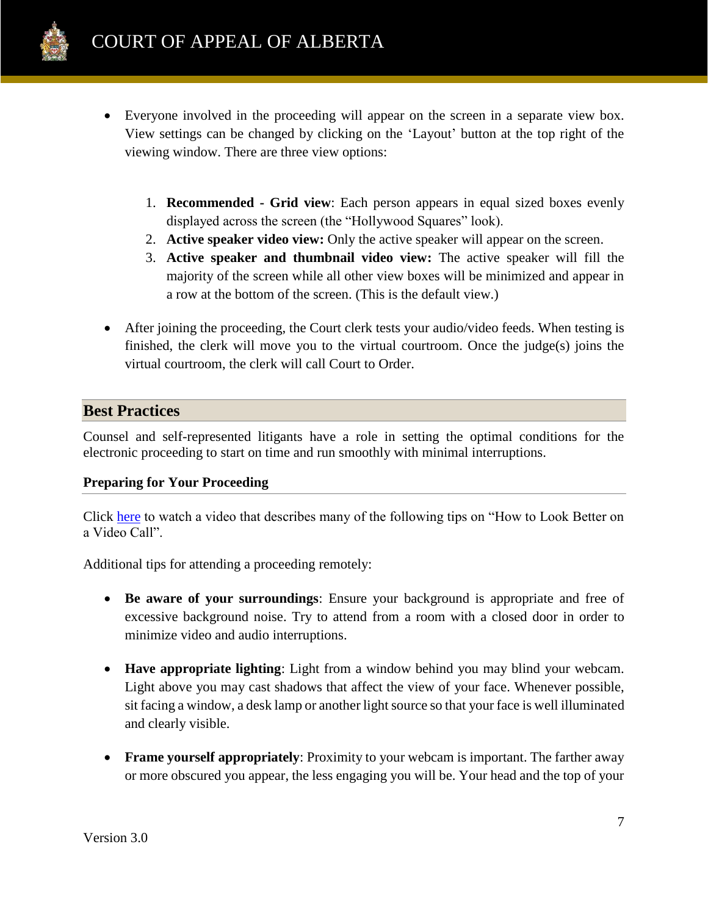- Everyone involved in the proceeding will appear on the screen in a separate view box. View settings can be changed by clicking on the 'Layout' button at the top right of the viewing window. There are three view options:

  1. **Recommended - Grid view**: Each person appears in equal sized boxes evenly displayed across the screen (the "Hollywood Squares" look).
  2. **Active speaker video view:** Only the active speaker will appear on the screen.
  3. **Active speaker and thumbnail video view:** The active speaker will fill the majority of the screen while all other view boxes will be minimized and appear in a row at the bottom of the screen. (This is the default view.)

- After joining the proceeding, the Court clerk tests your audio/video feeds. When testing is finished, the clerk will move you to the virtual courtroom. Once the judge(s) joins the virtual courtroom, the clerk will call Court to Order.

## Best Practices

Counsel and self-represented litigants have a role in setting the optimal conditions for the electronic proceeding to start on time and run smoothly with minimal interruptions.

### Preparing for Your Proceeding

Click here to watch a video that describes many of the following tips on "How to Look Better on a Video Call".

Additional tips for attending a proceeding remotely:

- **Be aware of your surroundings**: Ensure your background is appropriate and free of excessive background noise. Try to attend from a room with a closed door in order to minimize video and audio interruptions.

- **Have appropriate lighting**: Light from a window behind you may blind your webcam. Light above you may cast shadows that affect the view of your face. Whenever possible, sit facing a window, a desk lamp or another light source so that your face is well illuminated and clearly visible.

- **Frame yourself appropriately**: Proximity to your webcam is important. The farther away or more obscured you appear, the less engaging you will be. Your head and the top of your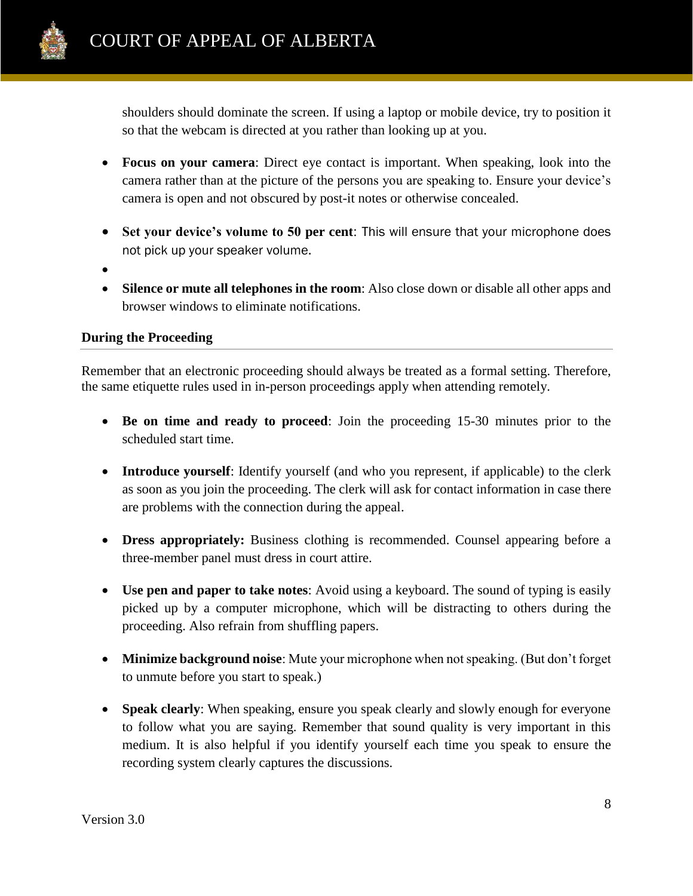shoulders should dominate the screen. If using a laptop or mobile device, try to position it so that the webcam is directed at you rather than looking up at you.

- **Focus on your camera**: Direct eye contact is important. When speaking, look into the camera rather than at the picture of the persons you are speaking to. Ensure your device's camera is open and not obscured by post-it notes or otherwise concealed.
- **Set your device's volume to 50 per cent**: This will ensure that your microphone does not pick up your speaker volume.
- **Silence or mute all telephones in the room**: Also close down or disable all other apps and browser windows to eliminate notifications.

## During the Proceeding

Remember that an electronic proceeding should always be treated as a formal setting. Therefore, the same etiquette rules used in in-person proceedings apply when attending remotely.

- **Be on time and ready to proceed**: Join the proceeding 15-30 minutes prior to the scheduled start time.
- **Introduce yourself**: Identify yourself (and who you represent, if applicable) to the clerk as soon as you join the proceeding. The clerk will ask for contact information in case there are problems with the connection during the appeal.
- **Dress appropriately:** Business clothing is recommended. Counsel appearing before a three-member panel must dress in court attire.
- **Use pen and paper to take notes**: Avoid using a keyboard. The sound of typing is easily picked up by a computer microphone, which will be distracting to others during the proceeding. Also refrain from shuffling papers.
- **Minimize background noise**: Mute your microphone when not speaking. (But don't forget to unmute before you start to speak.)
- **Speak clearly**: When speaking, ensure you speak clearly and slowly enough for everyone to follow what you are saying. Remember that sound quality is very important in this medium. It is also helpful if you identify yourself each time you speak to ensure the recording system clearly captures the discussions.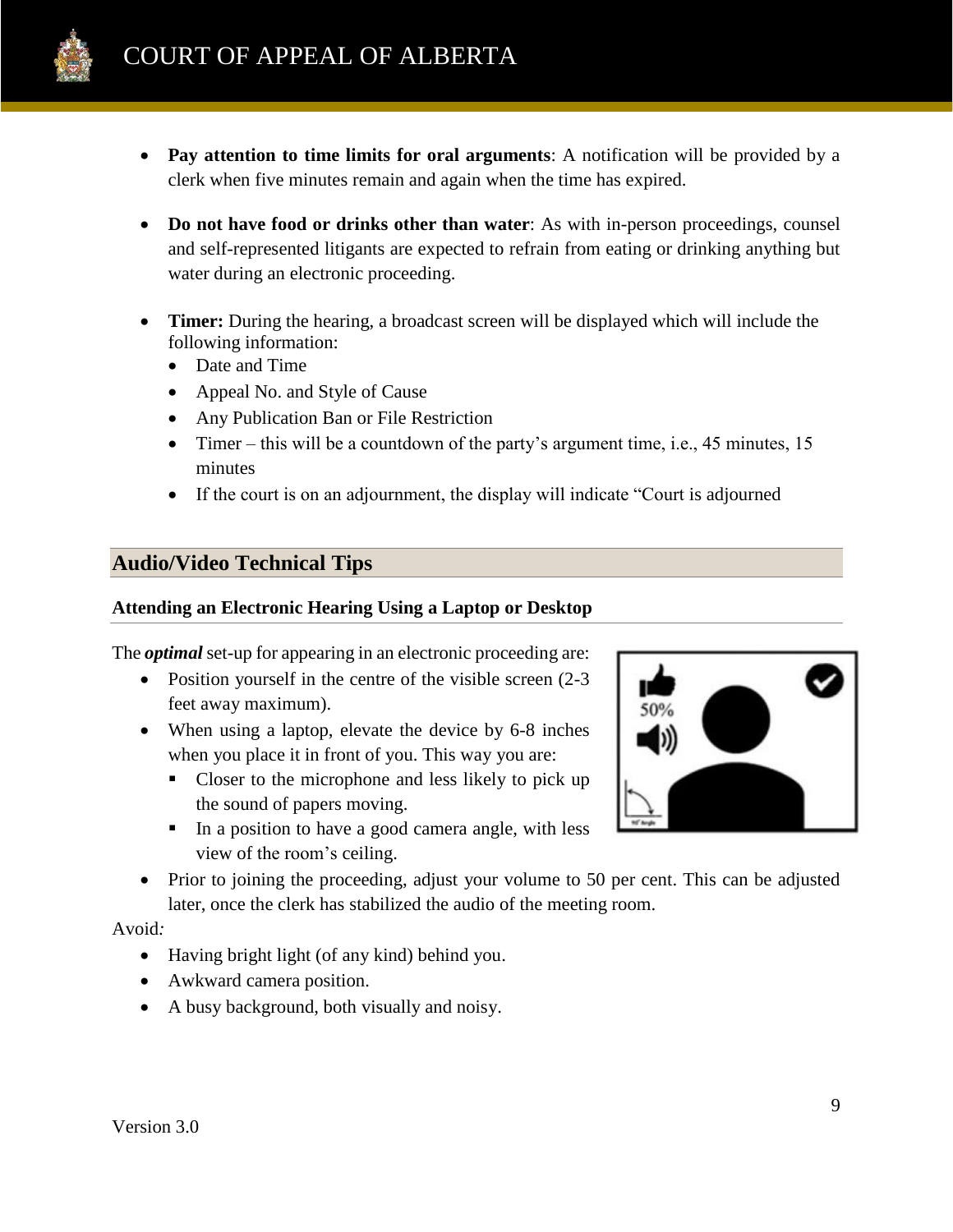- **Pay attention to time limits for oral arguments**: A notification will be provided by a clerk when five minutes remain and again when the time has expired.

- **Do not have food or drinks other than water**: As with in-person proceedings, counsel and self-represented litigants are expected to refrain from eating or drinking anything but water during an electronic proceeding.

- **Timer:** During the hearing, a broadcast screen will be displayed which will include the following information:
  - Date and Time
  - Appeal No. and Style of Cause
  - Any Publication Ban or File Restriction
  - Timer – this will be a countdown of the party's argument time, i.e., 45 minutes, 15 minutes
  - If the court is on an adjournment, the display will indicate "Court is adjourned

## Audio/Video Technical Tips

### Attending an Electronic Hearing Using a Laptop or Desktop

The ***optimal*** set-up for appearing in an electronic proceeding are:

- Position yourself in the centre of the visible screen (2-3 feet away maximum).
- When using a laptop, elevate the device by 6-8 inches when you place it in front of you. This way you are:
  - Closer to the microphone and less likely to pick up the sound of papers moving.
  - In a position to have a good camera angle, with less view of the room's ceiling.
- Prior to joining the proceeding, adjust your volume to 50 per cent. This can be adjusted later, once the clerk has stabilized the audio of the meeting room.

Avoid*:*

- Having bright light (of any kind) behind you.
- Awkward camera position.
- A busy background, both visually and noisy.

Version 3.0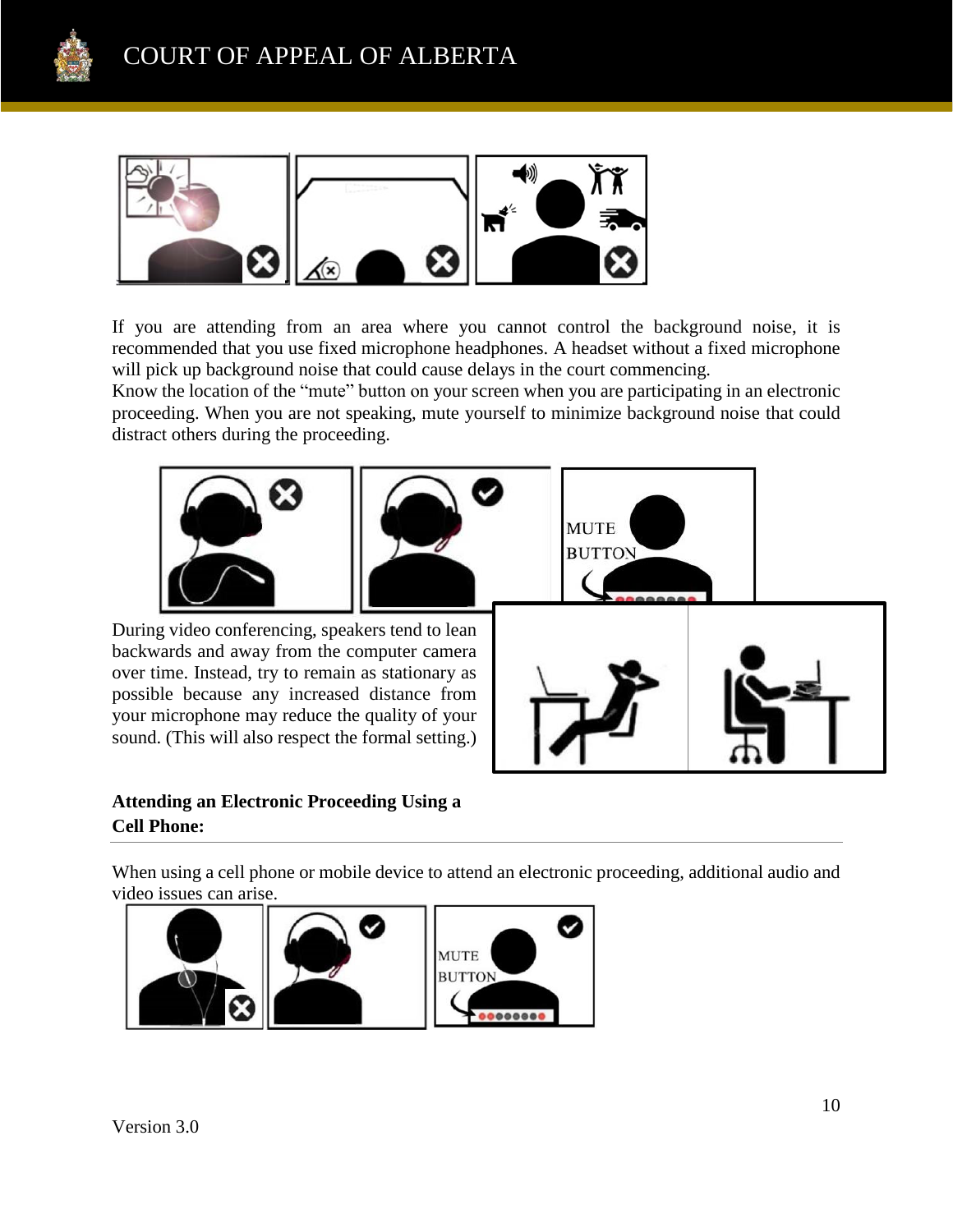If you are attending from an area where you cannot control the background noise, it is recommended that you use fixed microphone headphones. A headset without a fixed microphone will pick up background noise that could cause delays in the court commencing.

Know the location of the “mute” button on your screen when you are participating in an electronic proceeding. When you are not speaking, mute yourself to minimize background noise that could distract others during the proceeding.

MUTE BUTTON

During video conferencing, speakers tend to lean backwards and away from the computer camera over time. Instead, try to remain as stationary as possible because any increased distance from your microphone may reduce the quality of your sound. (This will also respect the formal setting.)

**Attending an Electronic Proceeding Using a Cell Phone:**

When using a cell phone or mobile device to attend an electronic proceeding, additional audio and video issues can arise.

MUTE BUTTON

Version 3.0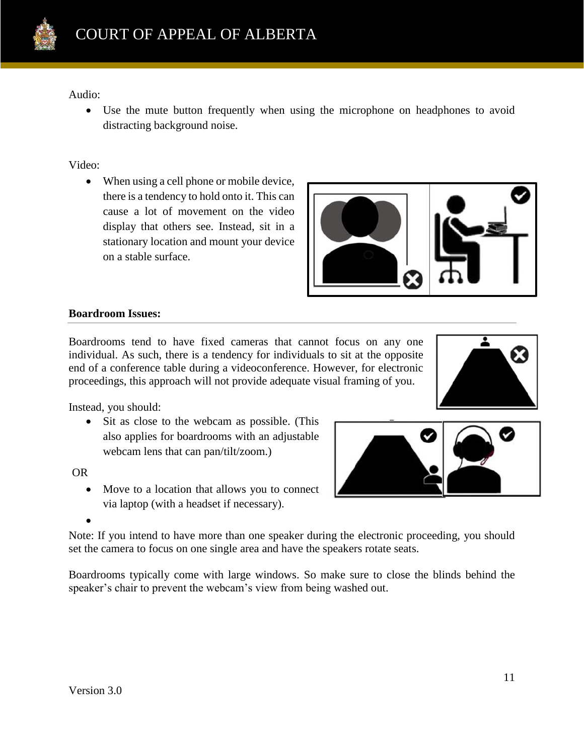Audio:

- Use the mute button frequently when using the microphone on headphones to avoid distracting background noise.

Video:

- When using a cell phone or mobile device, there is a tendency to hold onto it. This can cause a lot of movement on the video display that others see. Instead, sit in a stationary location and mount your device on a stable surface.

**Boardroom Issues:**

Boardrooms tend to have fixed cameras that cannot focus on any one individual. As such, there is a tendency for individuals to sit at the opposite end of a conference table during a videoconference. However, for electronic proceedings, this approach will not provide adequate visual framing of you.

Instead, you should:

- Sit as close to the webcam as possible. (This also applies for boardrooms with an adjustable webcam lens that can pan/tilt/zoom.)

OR

- Move to a location that allows you to connect via laptop (with a headset if necessary).

Note: If you intend to have more than one speaker during the electronic proceeding, you should set the camera to focus on one single area and have the speakers rotate seats.

Boardrooms typically come with large windows. So make sure to close the blinds behind the speaker's chair to prevent the webcam's view from being washed out.

Version 3.0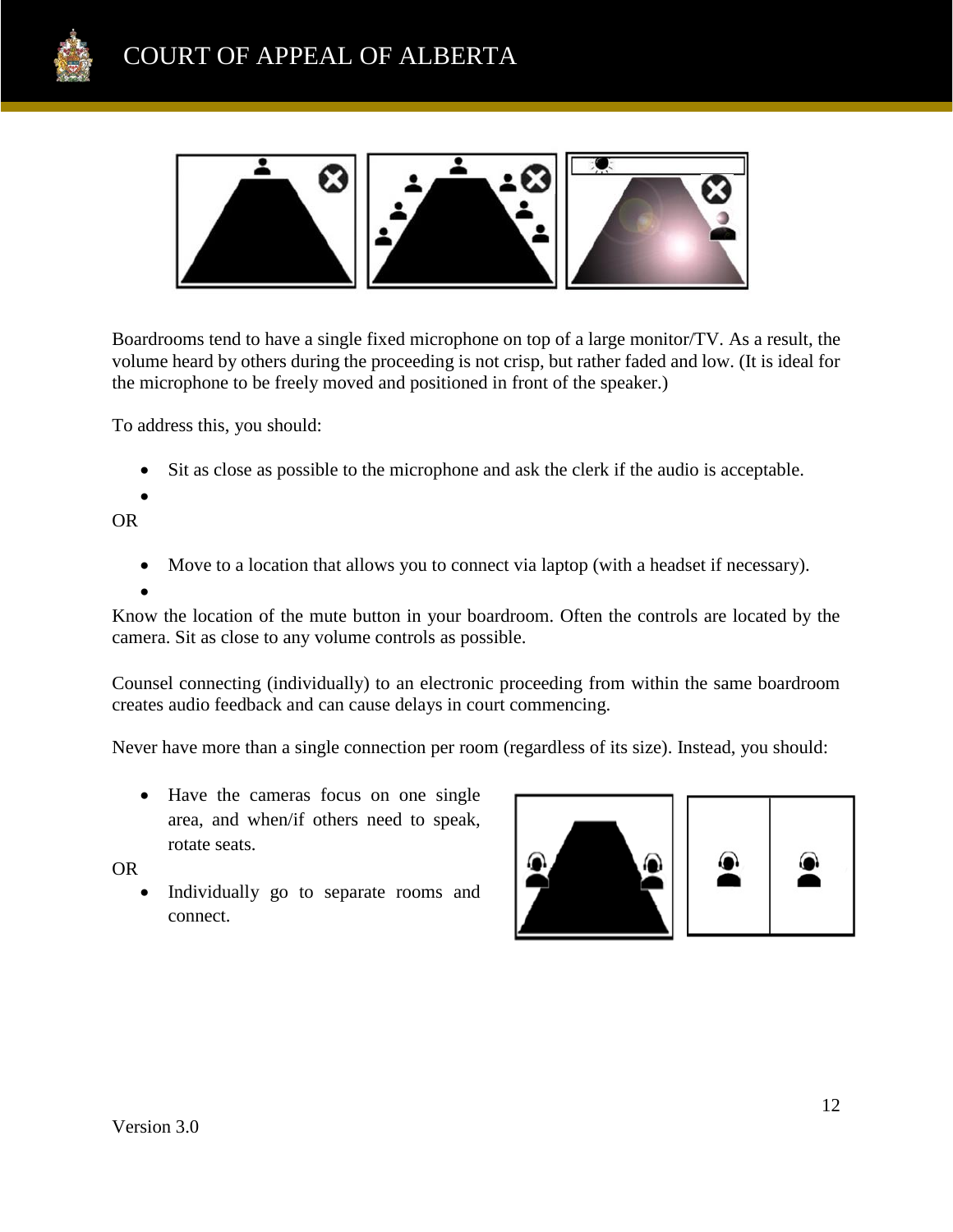Boardrooms tend to have a single fixed microphone on top of a large monitor/TV. As a result, the volume heard by others during the proceeding is not crisp, but rather faded and low. (It is ideal for the microphone to be freely moved and positioned in front of the speaker.)

To address this, you should:

- Sit as close as possible to the microphone and ask the clerk if the audio is acceptable.

OR

- Move to a location that allows you to connect via laptop (with a headset if necessary).

Know the location of the mute button in your boardroom. Often the controls are located by the camera. Sit as close to any volume controls as possible.

Counsel connecting (individually) to an electronic proceeding from within the same boardroom creates audio feedback and can cause delays in court commencing.

Never have more than a single connection per room (regardless of its size). Instead, you should:

- Have the cameras focus on one single area, and when/if others need to speak, rotate seats.

OR

- Individually go to separate rooms and connect.

Version 3.0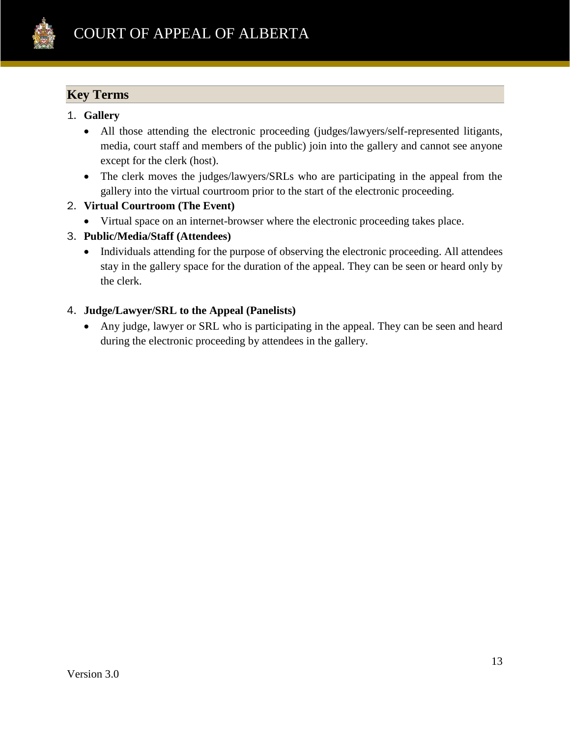## Key Terms

1. **Gallery**
   - All those attending the electronic proceeding (judges/lawyers/self-represented litigants, media, court staff and members of the public) join into the gallery and cannot see anyone except for the clerk (host).
   - The clerk moves the judges/lawyers/SRLs who are participating in the appeal from the gallery into the virtual courtroom prior to the start of the electronic proceeding.
2. **Virtual Courtroom (The Event)**
   - Virtual space on an internet-browser where the electronic proceeding takes place.
3. **Public/Media/Staff (Attendees)**
   - Individuals attending for the purpose of observing the electronic proceeding. All attendees stay in the gallery space for the duration of the appeal. They can be seen or heard only by the clerk.
4. **Judge/Lawyer/SRL to the Appeal (Panelists)**
   - Any judge, lawyer or SRL who is participating in the appeal. They can be seen and heard during the electronic proceeding by attendees in the gallery.